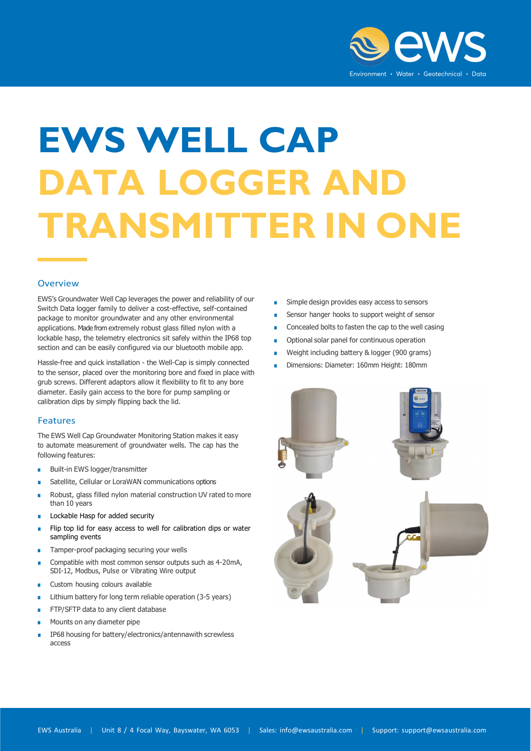# EWS WELL CAP DATA LOGGER AND TRANSMITTER IN ONE

## Overview

EWS's Groundwater Well Cap leverages the power and reliability of our Switch Data logger family to deliver a cost-effective, self-contained package to monitor groundwater and any other environmental applications. Made from extremely robust glass filled nylon with a lockable hasp, the telemetry electronics sit safely within the IP68 top section and can be easily configured via our bluetooth mobile app.

Hassle-free and quick installation - the Well-Cap is simply connected to the sensor, placed over the monitoring bore and fixed in place with grub screws. Different adaptors allow it flexibility to fit to any bore diameter. Easily gain access to the bore for pump sampling or calibration dips by simply flipping back the lid.

## Features

The EWS Well Cap Groundwater Monitoring Station makes it easy to automate measurement of groundwater wells. The cap has the following features:

- Built-in EWS logger/transmitter
- Satellite, Cellular or LoraWAN communications options
- Robust, glass filled nylon material construction UV rated to more than 10 years
- Lockable Hasp for added security
- Flip top lid for easy access to well for calibration dips or water sampling events
- Tamper-proof packaging securing your wells
- Compatible with most common sensor outputs such as 4-20mA, SDI-12, Modbus, Pulse or Vibrating Wire output
- Custom housing colours available
- Lithium battery for long term reliable operation (3-5 years)
- FTP/SFTP data to any client database
- Mounts on any diameter pipe
- IP68 housing for battery/electronics/antennawith screwless access
- Simple design provides easy access to sensors
- Sensor hanger hooks to support weight of sensor
- Concealed bolts to fasten the cap to the well casing
- Optional solar panel for continuous operation
- Weight including battery & logger (900 grams)
- Dimensions: Diameter: 160mm Height: 180mm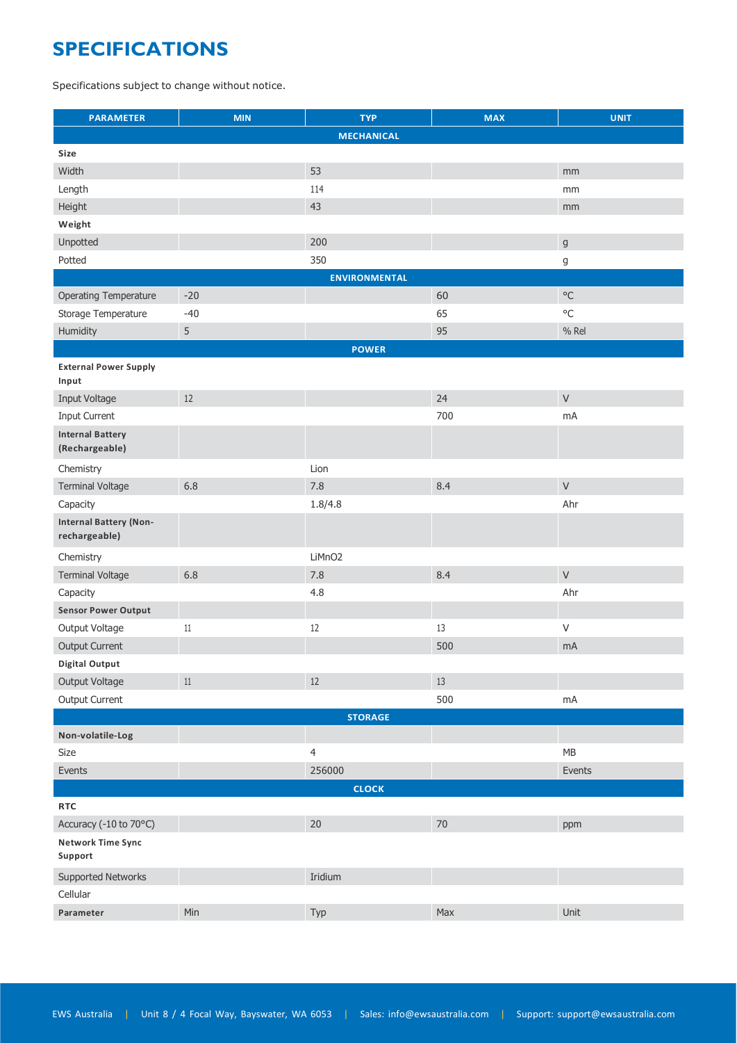# SPECIFICATIONS

Specifications subject to change without notice.

| PARAMETER | MIN | TYP | MAX | UNIT |
|---|---|---|---|---|
| **MECHANICAL** | | | | |
| **Size** | | | | |
| Width | | 53 | | mm |
| Length | | 114 | | mm |
| Height | | 43 | | mm |
| **Weight** | | | | |
| Unpotted | | 200 | | g |
| Potted | | 350 | | g |
| **ENVIRONMENTAL** | | | | |
| Operating Temperature | -20 | | 60 | °C |
| Storage Temperature | -40 | | 65 | °C |
| Humidity | 5 | | 95 | % Rel |
| **POWER** | | | | |
| **External Power Supply Input** | | | | |
| Input Voltage | 12 | | 24 | V |
| Input Current | | | 700 | mA |
| **Internal Battery (Rechargeable)** | | | | |
| Chemistry | | Lion | | |
| Terminal Voltage | 6.8 | 7.8 | 8.4 | V |
| Capacity | | 1.8/4.8 | | Ahr |
| **Internal Battery (Non-rechargeable)** | | | | |
| Chemistry | | $LiMnO_2$ | | |
| Terminal Voltage | 6.8 | 7.8 | 8.4 | V |
| Capacity | | 4.8 | | Ahr |
| **Sensor Power Output** | | | | |
| Output Voltage | 11 | 12 | 13 | V |
| Output Current | | | 500 | mA |
| **Digital Output** | | | | |
| Output Voltage | 11 | 12 | 13 | |
| Output Current | | | 500 | mA |
| **STORAGE** | | | | |
| **Non-volatile-Log** | | | | |
| Size | | 4 | | MB |
| Events | | 256000 | | Events |
| **CLOCK** | | | | |
| **RTC** | | | | |
| Accuracy (-10 to 70°C) | | 20 | 70 | ppm |
| **Network Time Sync Support** | | | | |
| Supported Networks | | Iridium | | |
| Cellular | | | | |
| **Parameter** | Min | Typ | Max | Unit |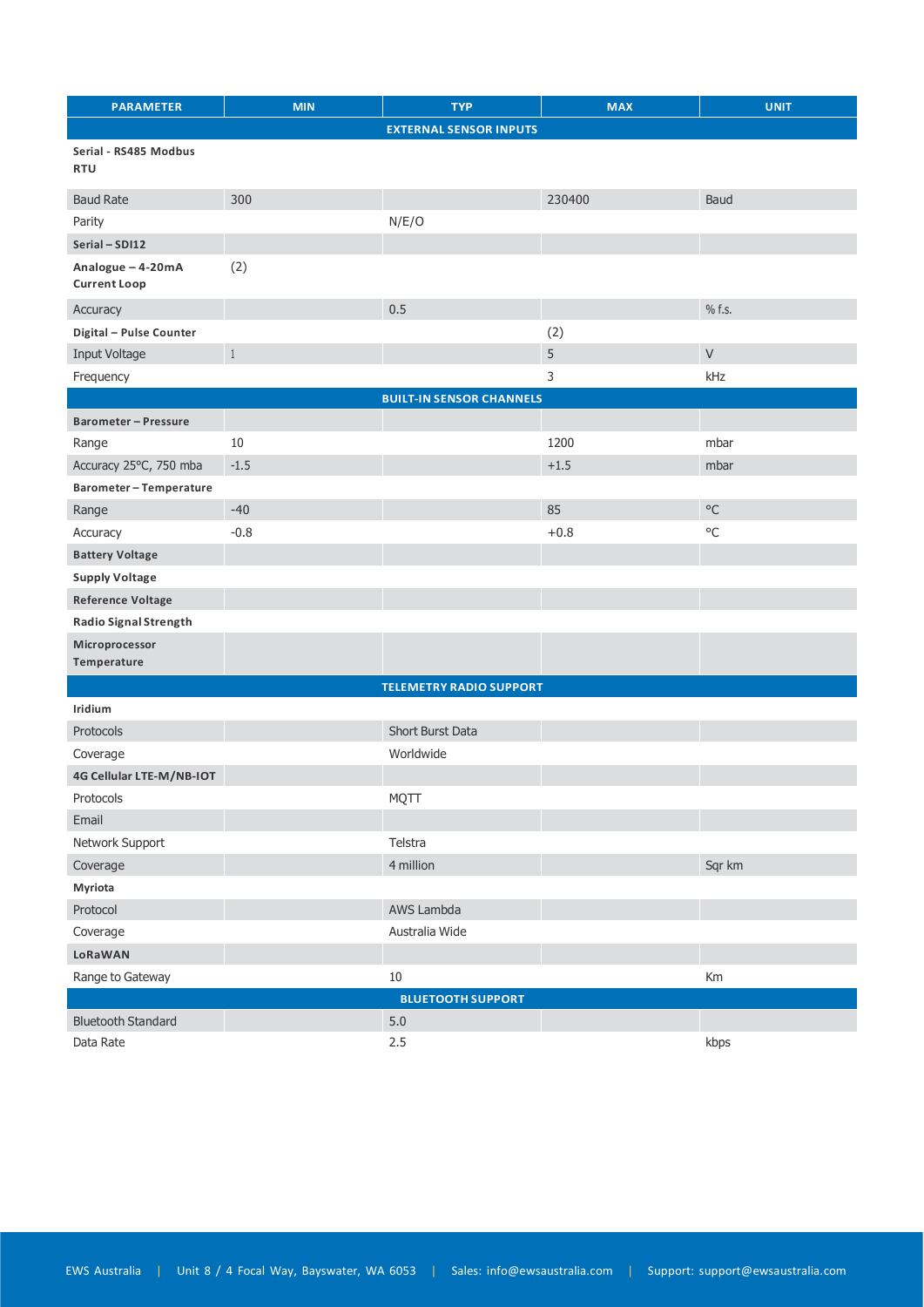| PARAMETER | MIN | TYP | MAX | UNIT |
|---|---|---|---|---|
| **EXTERNAL SENSOR INPUTS** | | | | |
| **Serial - RS485 Modbus RTU** | | | | |
| Baud Rate | 300 | | 230400 | Baud |
| Parity | | N/E/O | | |
| **Serial – SDI12** | | | | |
| **Analogue – 4-20mA Current Loop** | (2) | | | |
| Accuracy | | 0.5 | | % f.s. |
| **Digital – Pulse Counter** | | | (2) | |
| Input Voltage | 1 | | 5 | V |
| Frequency | | | 3 | kHz |
| **BUILT-IN SENSOR CHANNELS** | | | | |
| **Barometer – Pressure** | | | | |
| Range | 10 | | 1200 | mbar |
| Accuracy 25°C, 750 mba | -1.5 | | +1.5 | mbar |
| **Barometer – Temperature** | | | | |
| Range | -40 | | 85 | °C |
| Accuracy | -0.8 | | +0.8 | °C |
| **Battery Voltage** | | | | |
| **Supply Voltage** | | | | |
| **Reference Voltage** | | | | |
| **Radio Signal Strength** | | | | |
| **Microprocessor Temperature** | | | | |
| **TELEMETRY RADIO SUPPORT** | | | | |
| **Iridium** | | | | |
| Protocols | | Short Burst Data | | |
| Coverage | | Worldwide | | |
| **4G Cellular LTE-M/NB-IOT** | | | | |
| Protocols | | MQTT | | |
| Email | | | | |
| Network Support | | Telstra | | |
| Coverage | | 4 million | | Sqr km |
| **Myriota** | | | | |
| Protocol | | AWS Lambda | | |
| Coverage | | Australia Wide | | |
| **LoRaWAN** | | | | |
| Range to Gateway | | 10 | | Km |
| **BLUETOOTH SUPPORT** | | | | |
| Bluetooth Standard | | 5.0 | | |
| Data Rate | | 2.5 | | kbps |

EWS Australia | Unit 8 / 4 Focal Way, Bayswater, WA 6053 | Sales: info@ewsaustralia.com | Support: support@ewsaustralia.com